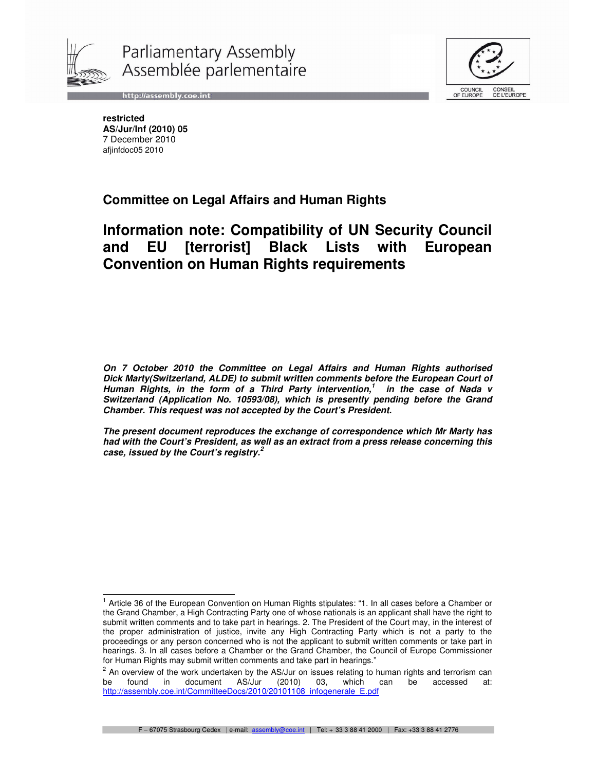Parliamentary Assembly
Assemblée parlementaire

http://assembly.coe.int

COUNCIL OF EUROPE CONSEIL DE L'EUROPE

**restricted**
**AS/Jur/Inf (2010) 05**
7 December 2010
afjinfdoc05 2010

## Committee on Legal Affairs and Human Rights

# Information note: Compatibility of UN Security Council and EU [terrorist] Black Lists with European Convention on Human Rights requirements

***On 7 October 2010 the Committee on Legal Affairs and Human Rights authorised Dick Marty(Switzerland, ALDE) to submit written comments before the European Court of Human Rights, in the form of a Third Party intervention,[1] in the case of Nada v Switzerland (Application No. 10593/08), which is presently pending before the Grand Chamber. This request was not accepted by the Court's President.***

***The present document reproduces the exchange of correspondence which Mr Marty has had with the Court's President, as well as an extract from a press release concerning this case, issued by the Court's registry.[2]***

---

[1] Article 36 of the European Convention on Human Rights stipulates: "1. In all cases before a Chamber or the Grand Chamber, a High Contracting Party one of whose nationals is an applicant shall have the right to submit written comments and to take part in hearings. 2. The President of the Court may, in the interest of the proper administration of justice, invite any High Contracting Party which is not a party to the proceedings or any person concerned who is not the applicant to submit written comments or take part in hearings. 3. In all cases before a Chamber or the Grand Chamber, the Council of Europe Commissioner for Human Rights may submit written comments and take part in hearings."

[2] An overview of the work undertaken by the AS/Jur on issues relating to human rights and terrorism can be found in document AS/Jur (2010) 03, which can be accessed at: http://assembly.coe.int/CommitteeDocs/2010/20101108_infogenerale_E.pdf

F – 67075 Strasbourg Cedex | e-mail: assembly@coe.int | Tel: + 33 3 88 41 2000 | Fax: +33 3 88 41 2776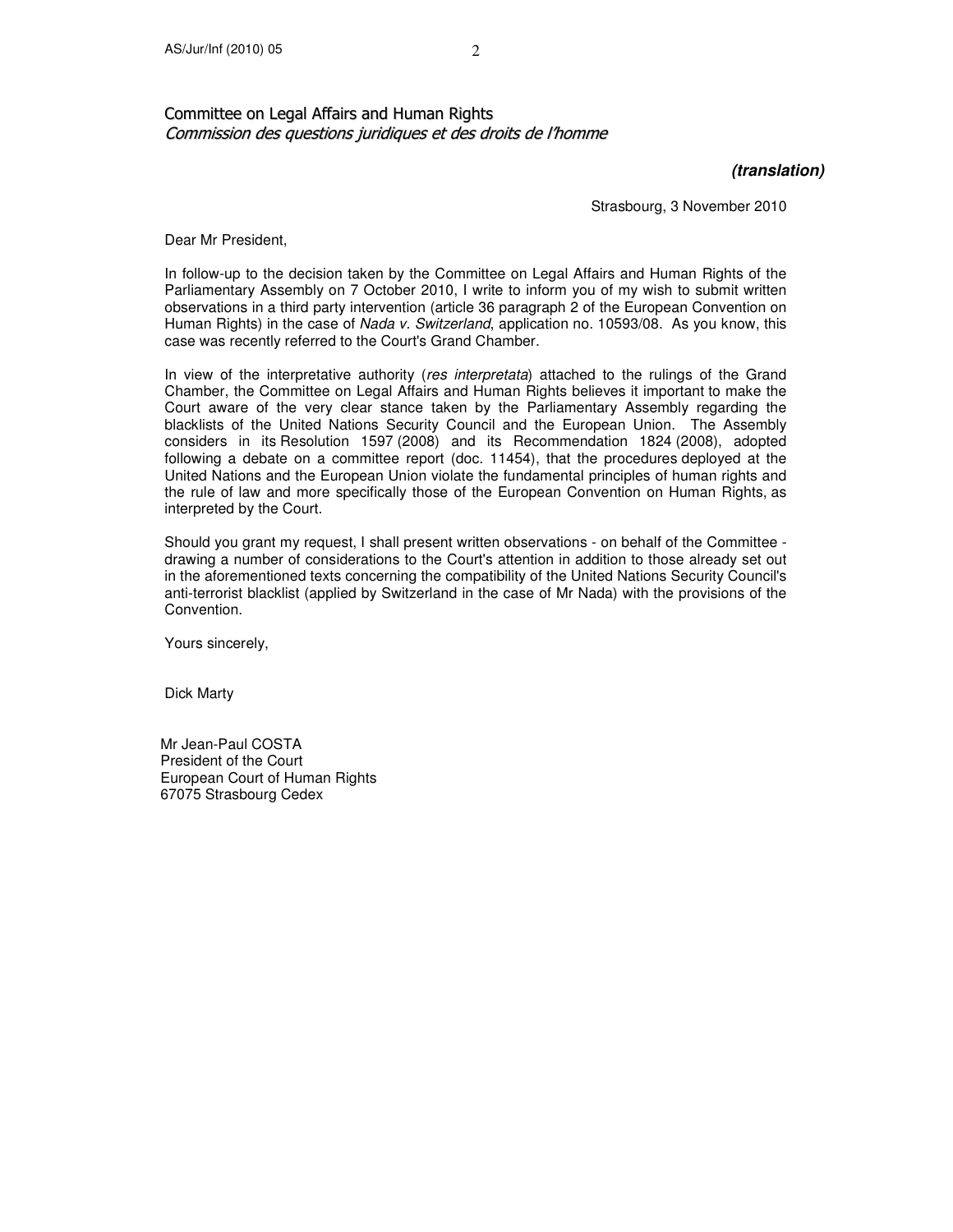Committee on Legal Affairs and Human Rights
*Commission des questions juridiques et des droits de l'homme*

***(translation)***

Strasbourg, 3 November 2010

Dear Mr President,

In follow-up to the decision taken by the Committee on Legal Affairs and Human Rights of the Parliamentary Assembly on 7 October 2010, I write to inform you of my wish to submit written observations in a third party intervention (article 36 paragraph 2 of the European Convention on Human Rights) in the case of *Nada v. Switzerland*, application no. 10593/08. As you know, this case was recently referred to the Court's Grand Chamber.

In view of the interpretative authority (*res interpretata*) attached to the rulings of the Grand Chamber, the Committee on Legal Affairs and Human Rights believes it important to make the Court aware of the very clear stance taken by the Parliamentary Assembly regarding the blacklists of the United Nations Security Council and the European Union. The Assembly considers in its Resolution 1597 (2008) and its Recommendation 1824 (2008), adopted following a debate on a committee report (doc. 11454), that the procedures deployed at the United Nations and the European Union violate the fundamental principles of human rights and the rule of law and more specifically those of the European Convention on Human Rights, as interpreted by the Court.

Should you grant my request, I shall present written observations - on behalf of the Committee - drawing a number of considerations to the Court's attention in addition to those already set out in the aforementioned texts concerning the compatibility of the United Nations Security Council's anti-terrorist blacklist (applied by Switzerland in the case of Mr Nada) with the provisions of the Convention.

Yours sincerely,

Dick Marty

Mr Jean-Paul COSTA
President of the Court
European Court of Human Rights
67075 Strasbourg Cedex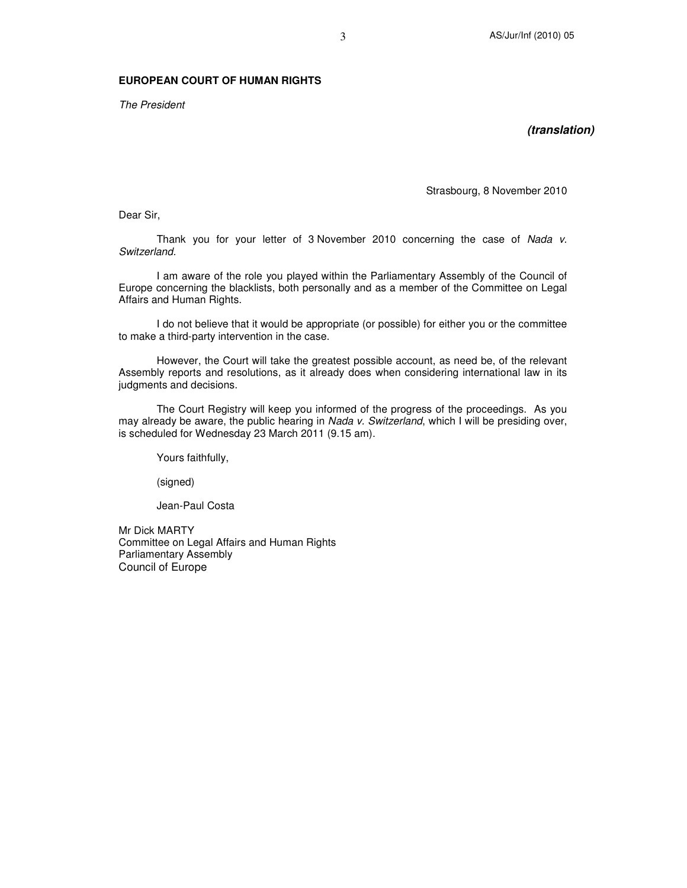**EUROPEAN COURT OF HUMAN RIGHTS**

*The President*

***(translation)***

Strasbourg, 8 November 2010

Dear Sir,

Thank you for your letter of 3 November 2010 concerning the case of *Nada v. Switzerland*.

I am aware of the role you played within the Parliamentary Assembly of the Council of Europe concerning the blacklists, both personally and as a member of the Committee on Legal Affairs and Human Rights.

I do not believe that it would be appropriate (or possible) for either you or the committee to make a third-party intervention in the case.

However, the Court will take the greatest possible account, as need be, of the relevant Assembly reports and resolutions, as it already does when considering international law in its judgments and decisions.

The Court Registry will keep you informed of the progress of the proceedings. As you may already be aware, the public hearing in *Nada v. Switzerland*, which I will be presiding over, is scheduled for Wednesday 23 March 2011 (9.15 am).

Yours faithfully,

(signed)

Jean-Paul Costa

Mr Dick MARTY
Committee on Legal Affairs and Human Rights
Parliamentary Assembly
Council of Europe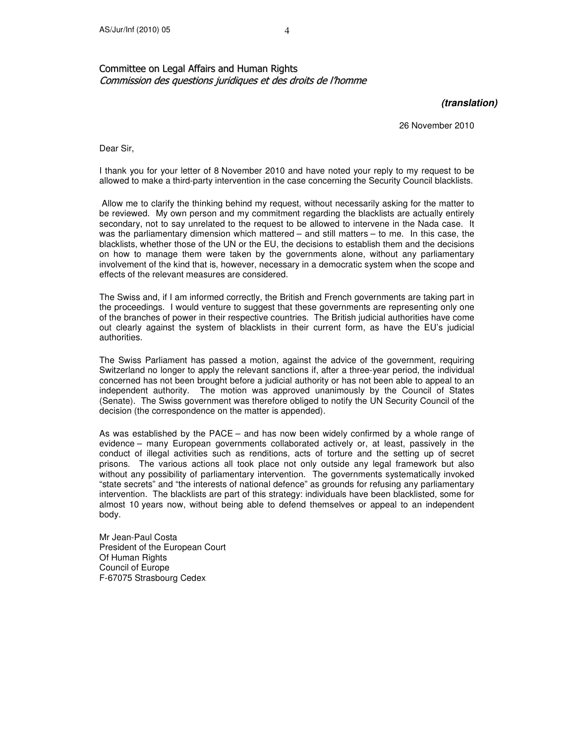Committee on Legal Affairs and Human Rights
*Commission des questions juridiques et des droits de l'homme*

***(translation)***

26 November 2010

Dear Sir,

I thank you for your letter of 8 November 2010 and have noted your reply to my request to be allowed to make a third-party intervention in the case concerning the Security Council blacklists.

Allow me to clarify the thinking behind my request, without necessarily asking for the matter to be reviewed. My own person and my commitment regarding the blacklists are actually entirely secondary, not to say unrelated to the request to be allowed to intervene in the Nada case. It was the parliamentary dimension which mattered – and still matters – to me. In this case, the blacklists, whether those of the UN or the EU, the decisions to establish them and the decisions on how to manage them were taken by the governments alone, without any parliamentary involvement of the kind that is, however, necessary in a democratic system when the scope and effects of the relevant measures are considered.

The Swiss and, if I am informed correctly, the British and French governments are taking part in the proceedings. I would venture to suggest that these governments are representing only one of the branches of power in their respective countries. The British judicial authorities have come out clearly against the system of blacklists in their current form, as have the EU's judicial authorities.

The Swiss Parliament has passed a motion, against the advice of the government, requiring Switzerland no longer to apply the relevant sanctions if, after a three-year period, the individual concerned has not been brought before a judicial authority or has not been able to appeal to an independent authority. The motion was approved unanimously by the Council of States (Senate). The Swiss government was therefore obliged to notify the UN Security Council of the decision (the correspondence on the matter is appended).

As was established by the PACE – and has now been widely confirmed by a whole range of evidence – many European governments collaborated actively or, at least, passively in the conduct of illegal activities such as renditions, acts of torture and the setting up of secret prisons. The various actions all took place not only outside any legal framework but also without any possibility of parliamentary intervention. The governments systematically invoked "state secrets" and "the interests of national defence" as grounds for refusing any parliamentary intervention. The blacklists are part of this strategy: individuals have been blacklisted, some for almost 10 years now, without being able to defend themselves or appeal to an independent body.

Mr Jean-Paul Costa
President of the European Court
Of Human Rights
Council of Europe
F-67075 Strasbourg Cedex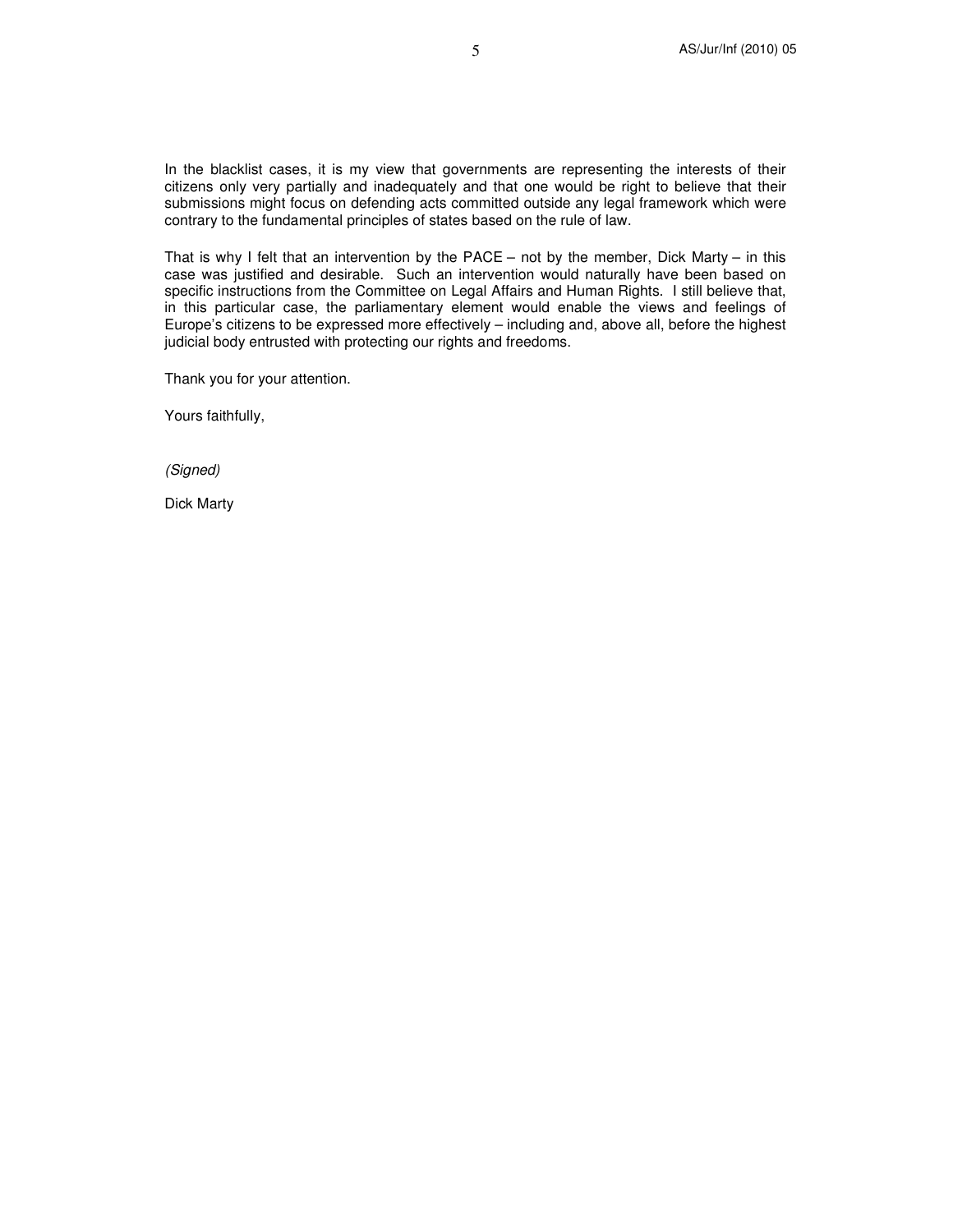In the blacklist cases, it is my view that governments are representing the interests of their citizens only very partially and inadequately and that one would be right to believe that their submissions might focus on defending acts committed outside any legal framework which were contrary to the fundamental principles of states based on the rule of law.

That is why I felt that an intervention by the PACE – not by the member, Dick Marty – in this case was justified and desirable. Such an intervention would naturally have been based on specific instructions from the Committee on Legal Affairs and Human Rights. I still believe that, in this particular case, the parliamentary element would enable the views and feelings of Europe's citizens to be expressed more effectively – including and, above all, before the highest judicial body entrusted with protecting our rights and freedoms.

Thank you for your attention.

Yours faithfully,

*(Signed)*

Dick Marty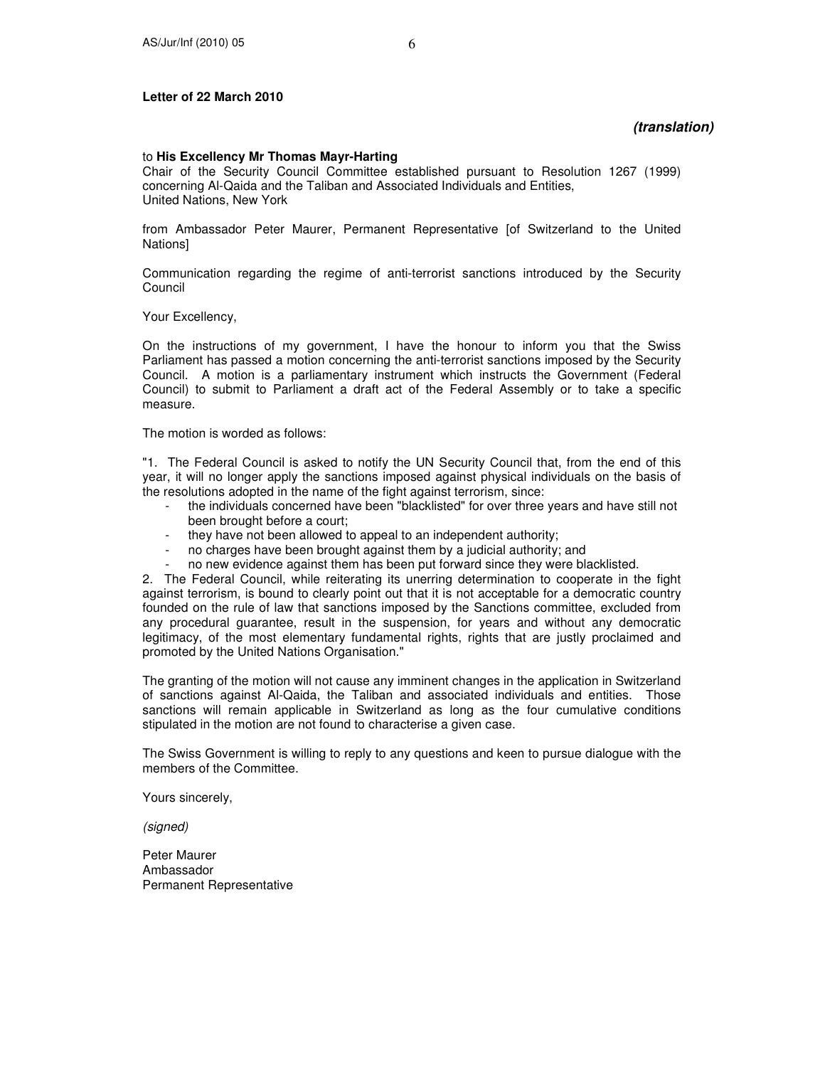**Letter of 22 March 2010**

***(translation)***

to **His Excellency Mr Thomas Mayr-Harting**
Chair of the Security Council Committee established pursuant to Resolution 1267 (1999) concerning Al-Qaida and the Taliban and Associated Individuals and Entities,
United Nations, New York

from Ambassador Peter Maurer, Permanent Representative [of Switzerland to the United Nations]

Communication regarding the regime of anti-terrorist sanctions introduced by the Security Council

Your Excellency,

On the instructions of my government, I have the honour to inform you that the Swiss Parliament has passed a motion concerning the anti-terrorist sanctions imposed by the Security Council. A motion is a parliamentary instrument which instructs the Government (Federal Council) to submit to Parliament a draft act of the Federal Assembly or to take a specific measure.

The motion is worded as follows:

"1. The Federal Council is asked to notify the UN Security Council that, from the end of this year, it will no longer apply the sanctions imposed against physical individuals on the basis of the resolutions adopted in the name of the fight against terrorism, since:

- the individuals concerned have been "blacklisted" for over three years and have still not been brought before a court;
- they have not been allowed to appeal to an independent authority;
- no charges have been brought against them by a judicial authority; and
- no new evidence against them has been put forward since they were blacklisted.

2. The Federal Council, while reiterating its unerring determination to cooperate in the fight against terrorism, is bound to clearly point out that it is not acceptable for a democratic country founded on the rule of law that sanctions imposed by the Sanctions committee, excluded from any procedural guarantee, result in the suspension, for years and without any democratic legitimacy, of the most elementary fundamental rights, rights that are justly proclaimed and promoted by the United Nations Organisation."

The granting of the motion will not cause any imminent changes in the application in Switzerland of sanctions against Al-Qaida, the Taliban and associated individuals and entities. Those sanctions will remain applicable in Switzerland as long as the four cumulative conditions stipulated in the motion are not found to characterise a given case.

The Swiss Government is willing to reply to any questions and keen to pursue dialogue with the members of the Committee.

Yours sincerely,

*(signed)*

Peter Maurer
Ambassador
Permanent Representative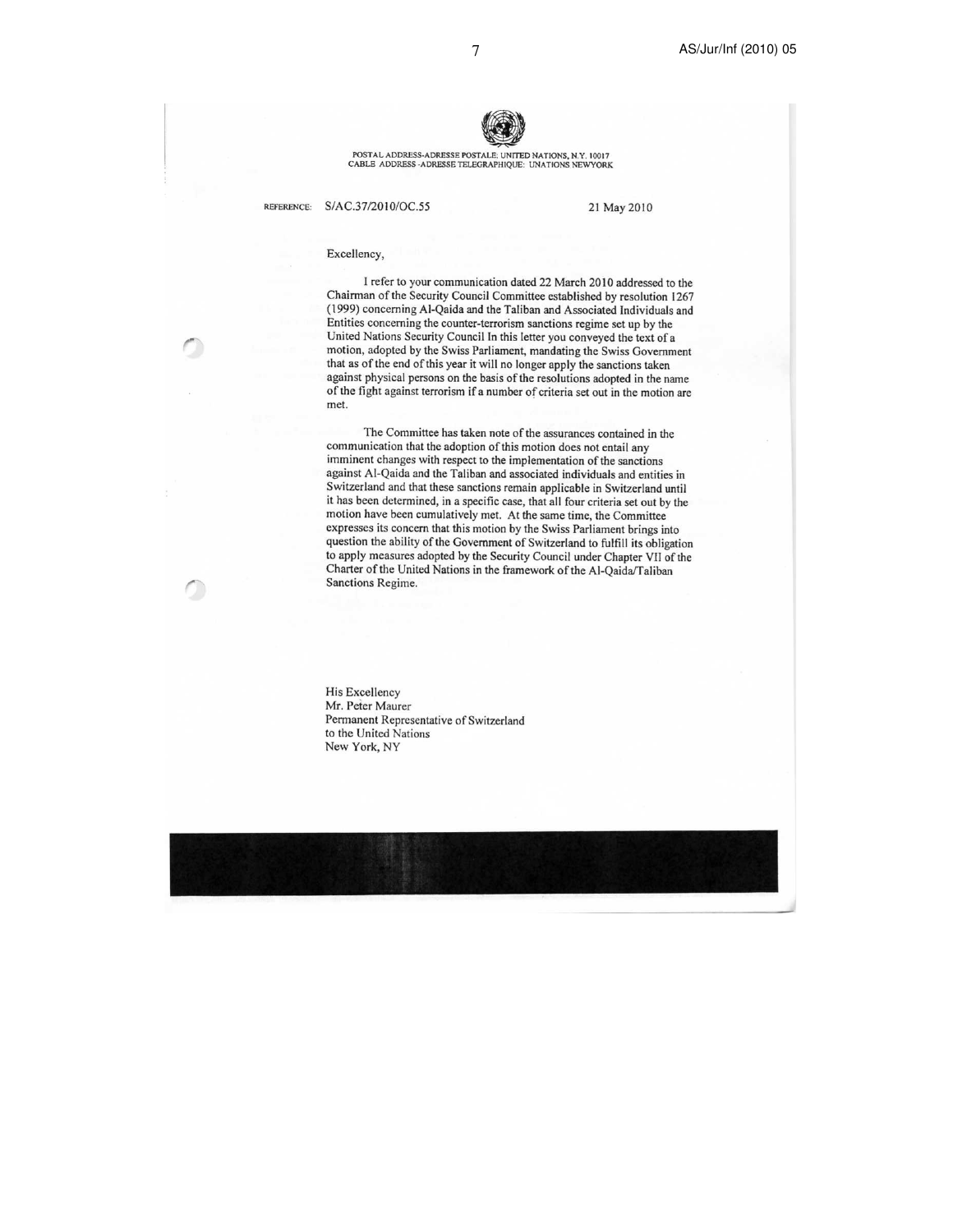POSTAL ADDRESS-ADRESSE POSTALE: UNITED NATIONS, N.Y. 10017
CABLE ADDRESS -ADRESSE TELEGRAPHIQUE: UNATIONS NEWYORK

REFERENCE: S/AC.37/2010/OC.55

21 May 2010

Excellency,

I refer to your communication dated 22 March 2010 addressed to the Chairman of the Security Council Committee established by resolution 1267 (1999) concerning Al-Qaida and the Taliban and Associated Individuals and Entities concerning the counter-terrorism sanctions regime set up by the United Nations Security Council In this letter you conveyed the text of a motion, adopted by the Swiss Parliament, mandating the Swiss Government that as of the end of this year it will no longer apply the sanctions taken against physical persons on the basis of the resolutions adopted in the name of the fight against terrorism if a number of criteria set out in the motion are met.

The Committee has taken note of the assurances contained in the communication that the adoption of this motion does not entail any imminent changes with respect to the implementation of the sanctions against Al-Qaida and the Taliban and associated individuals and entities in Switzerland and that these sanctions remain applicable in Switzerland until it has been determined, in a specific case, that all four criteria set out by the motion have been cumulatively met. At the same time, the Committee expresses its concern that this motion by the Swiss Parliament brings into question the ability of the Government of Switzerland to fulfill its obligation to apply measures adopted by the Security Council under Chapter VII of the Charter of the United Nations in the framework of the Al-Qaida/Taliban Sanctions Regime.

His Excellency
Mr. Peter Maurer
Permanent Representative of Switzerland
to the United Nations
New York, NY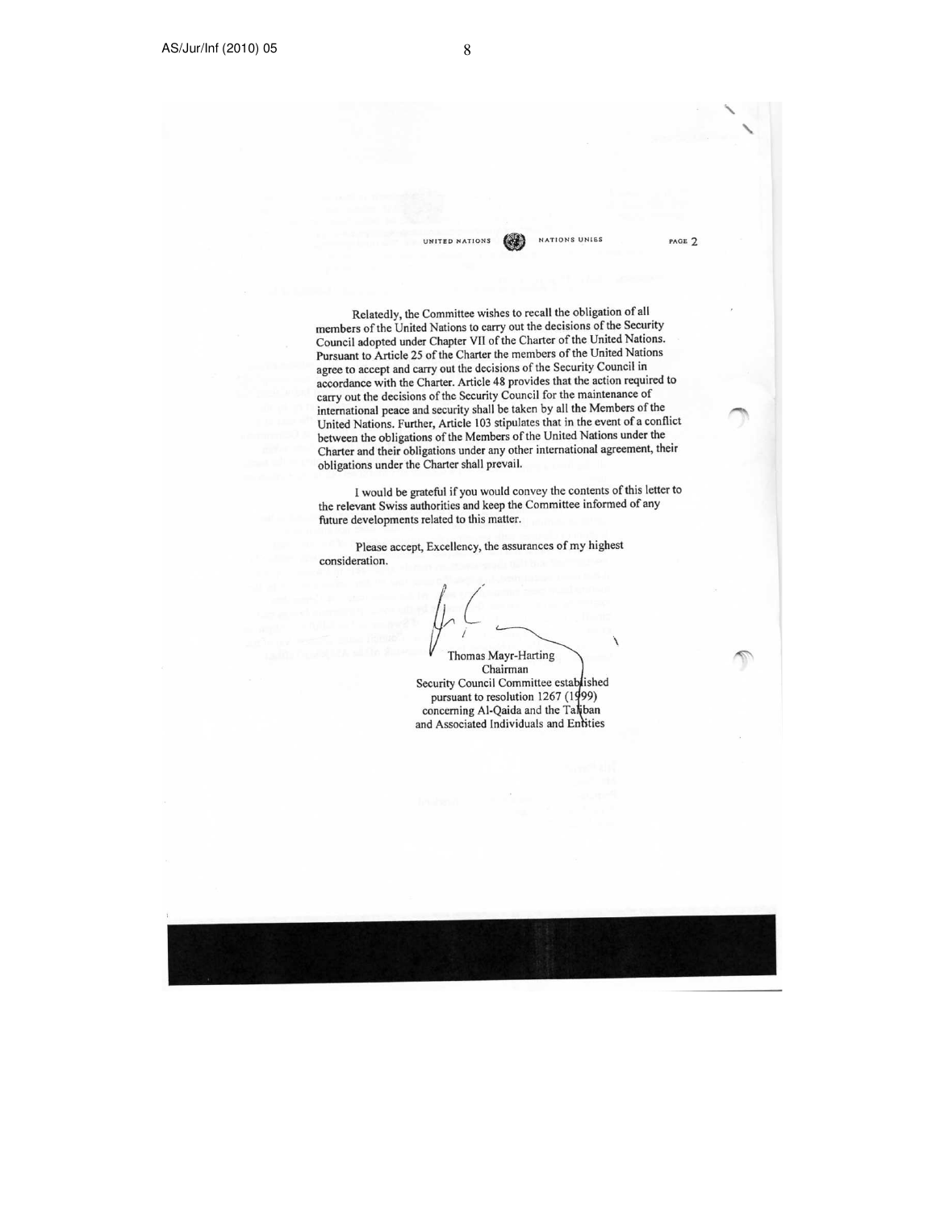UNITED NATIONS NATIONS UNIES

PAGE 2

Relatedly, the Committee wishes to recall the obligation of all members of the United Nations to carry out the decisions of the Security Council adopted under Chapter VII of the Charter of the United Nations. Pursuant to Article 25 of the Charter the members of the United Nations agree to accept and carry out the decisions of the Security Council in accordance with the Charter. Article 48 provides that the action required to carry out the decisions of the Security Council for the maintenance of international peace and security shall be taken by all the Members of the United Nations. Further, Article 103 stipulates that in the event of a conflict between the obligations of the Members of the United Nations under the Charter and their obligations under any other international agreement, their obligations under the Charter shall prevail.

I would be grateful if you would convey the contents of this letter to the relevant Swiss authorities and keep the Committee informed of any future developments related to this matter.

Please accept, Excellency, the assurances of my highest consideration.

Thomas Mayr-Harting
Chairman
Security Council Committee established pursuant to resolution 1267 (1999) concerning Al-Qaida and the Taliban and Associated Individuals and Entities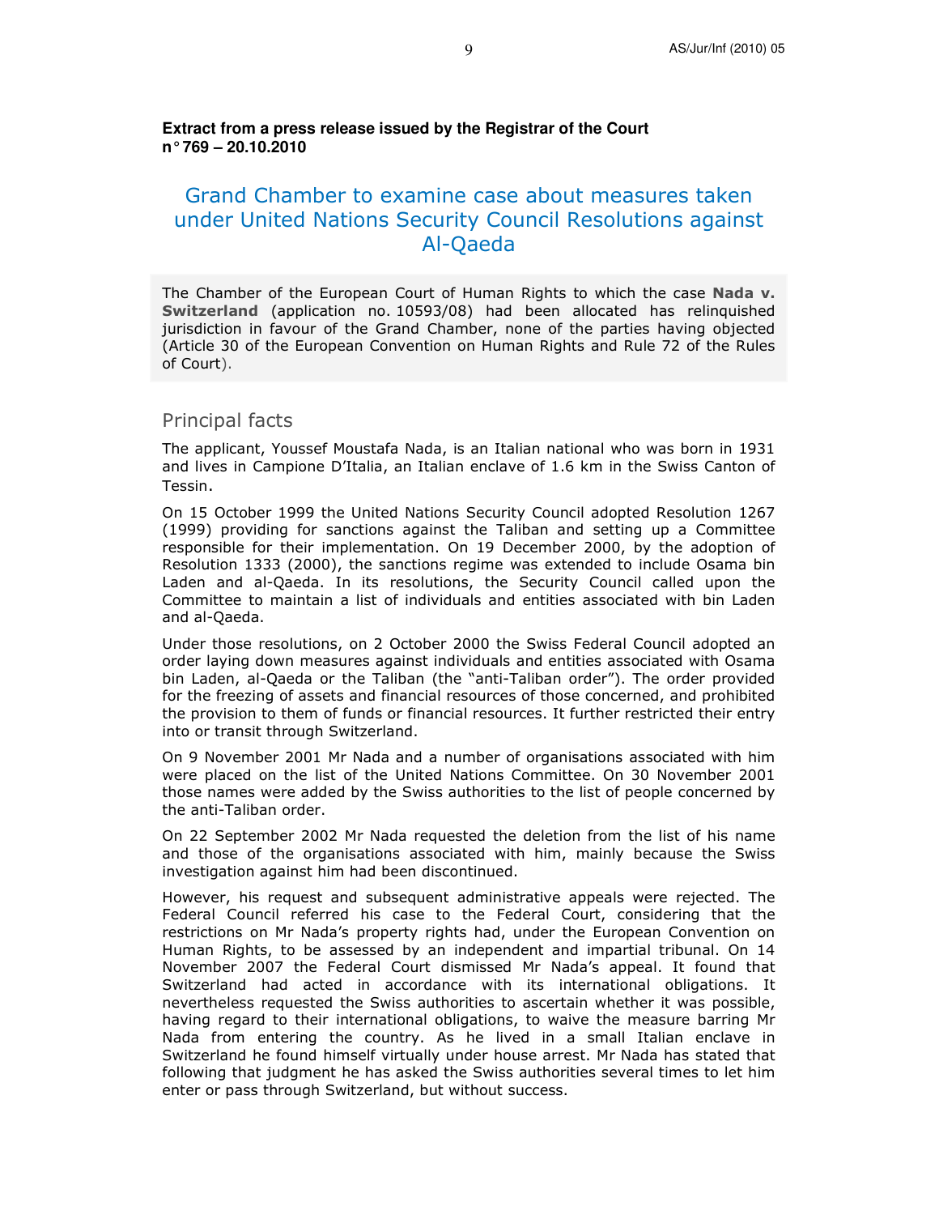**Extract from a press release issued by the Registrar of the Court**
**n° 769 – 20.10.2010**

## Grand Chamber to examine case about measures taken under United Nations Security Council Resolutions against Al-Qaeda

The Chamber of the European Court of Human Rights to which the case **Nada v. Switzerland** (application no. 10593/08) had been allocated has relinquished jurisdiction in favour of the Grand Chamber, none of the parties having objected (Article 30 of the European Convention on Human Rights and Rule 72 of the Rules of Court).

### Principal facts

The applicant, Youssef Moustafa Nada, is an Italian national who was born in 1931 and lives in Campione D'Italia, an Italian enclave of 1.6 km in the Swiss Canton of Tessin.

On 15 October 1999 the United Nations Security Council adopted Resolution 1267 (1999) providing for sanctions against the Taliban and setting up a Committee responsible for their implementation. On 19 December 2000, by the adoption of Resolution 1333 (2000), the sanctions regime was extended to include Osama bin Laden and al-Qaeda. In its resolutions, the Security Council called upon the Committee to maintain a list of individuals and entities associated with bin Laden and al-Qaeda.

Under those resolutions, on 2 October 2000 the Swiss Federal Council adopted an order laying down measures against individuals and entities associated with Osama bin Laden, al-Qaeda or the Taliban (the "anti-Taliban order"). The order provided for the freezing of assets and financial resources of those concerned, and prohibited the provision to them of funds or financial resources. It further restricted their entry into or transit through Switzerland.

On 9 November 2001 Mr Nada and a number of organisations associated with him were placed on the list of the United Nations Committee. On 30 November 2001 those names were added by the Swiss authorities to the list of people concerned by the anti-Taliban order.

On 22 September 2002 Mr Nada requested the deletion from the list of his name and those of the organisations associated with him, mainly because the Swiss investigation against him had been discontinued.

However, his request and subsequent administrative appeals were rejected. The Federal Council referred his case to the Federal Court, considering that the restrictions on Mr Nada's property rights had, under the European Convention on Human Rights, to be assessed by an independent and impartial tribunal. On 14 November 2007 the Federal Court dismissed Mr Nada's appeal. It found that Switzerland had acted in accordance with its international obligations. It nevertheless requested the Swiss authorities to ascertain whether it was possible, having regard to their international obligations, to waive the measure barring Mr Nada from entering the country. As he lived in a small Italian enclave in Switzerland he found himself virtually under house arrest. Mr Nada has stated that following that judgment he has asked the Swiss authorities several times to let him enter or pass through Switzerland, but without success.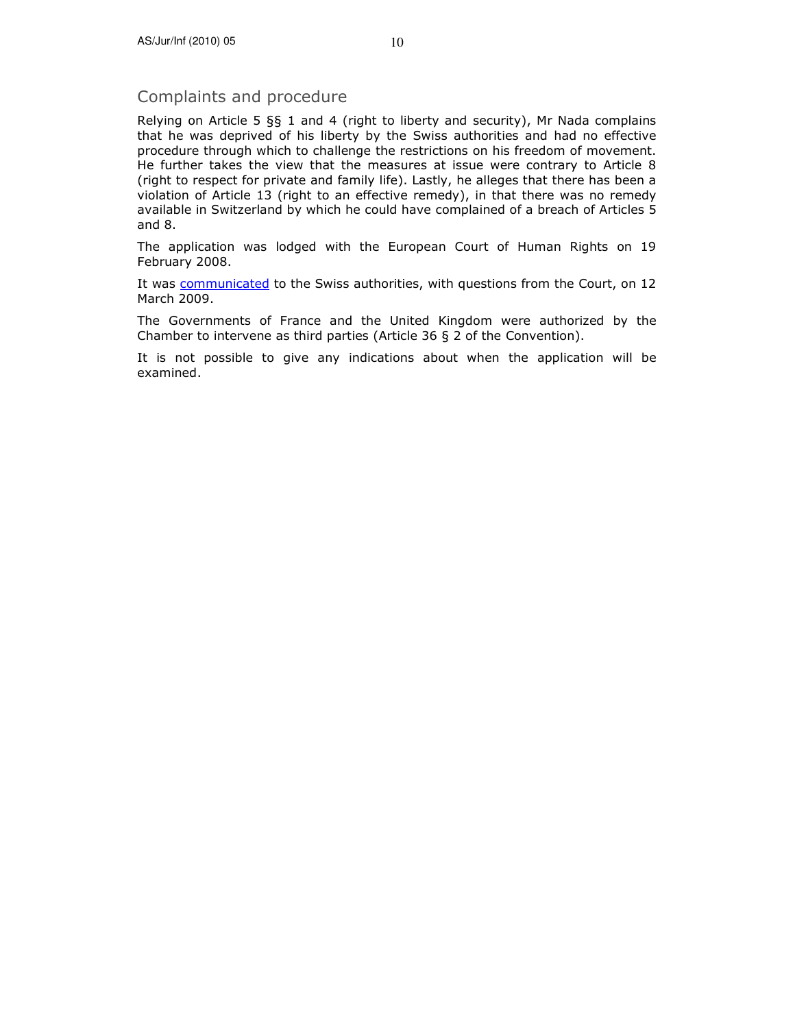## Complaints and procedure

Relying on Article 5 §§ 1 and 4 (right to liberty and security), Mr Nada complains that he was deprived of his liberty by the Swiss authorities and had no effective procedure through which to challenge the restrictions on his freedom of movement. He further takes the view that the measures at issue were contrary to Article 8 (right to respect for private and family life). Lastly, he alleges that there has been a violation of Article 13 (right to an effective remedy), in that there was no remedy available in Switzerland by which he could have complained of a breach of Articles 5 and 8.

The application was lodged with the European Court of Human Rights on 19 February 2008.

It was communicated to the Swiss authorities, with questions from the Court, on 12 March 2009.

The Governments of France and the United Kingdom were authorized by the Chamber to intervene as third parties (Article 36 § 2 of the Convention).

It is not possible to give any indications about when the application will be examined.